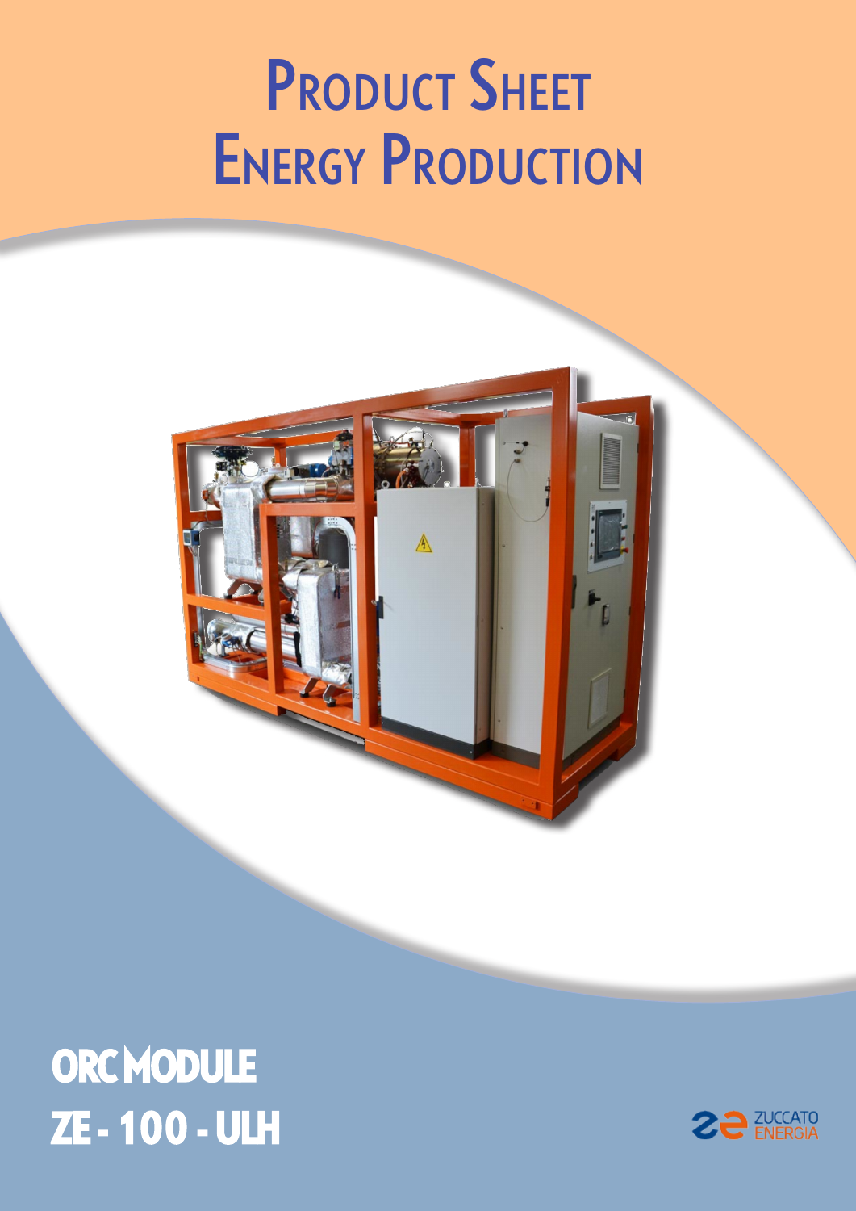# Product Sheet Energy Production

## ORC MODULE ZE - 100 - ULH

ZUCCATO ENERGIA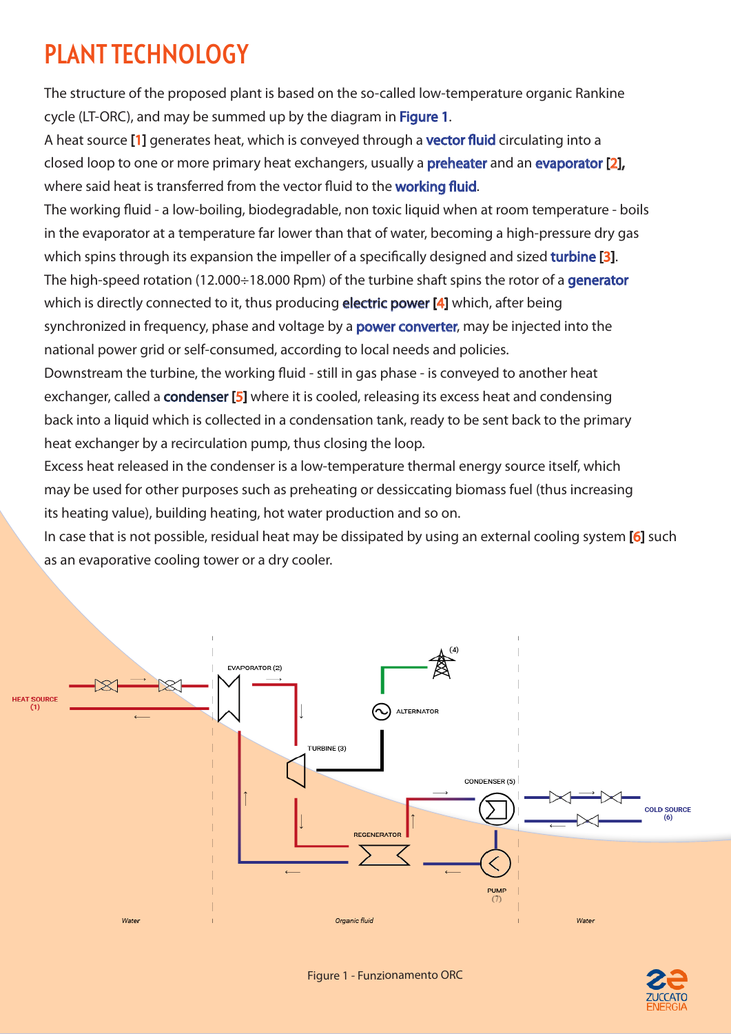# PLANT TECHNOLOGY

The structure of the proposed plant is based on the so-called low-temperature organic Rankine cycle (LT-ORC), and may be summed up by the diagram in **Figure 1**.

A heat source [1] generates heat, which is conveyed through a **vector fluid** circulating into a closed loop to one or more primary heat exchangers, usually a **preheater** and an **evaporator** [2], where said heat is transferred from the vector fluid to the **working fluid**.

The working fluid - a low-boiling, biodegradable, non toxic liquid when at room temperature - boils in the evaporator at a temperature far lower than that of water, becoming a high-pressure dry gas which spins through its expansion the impeller of a specifically designed and sized **turbine** [3].

The high-speed rotation (12.000÷18.000 Rpm) of the turbine shaft spins the rotor of a **generator** which is directly connected to it, thus producing **electric power** [4] which, after being synchronized in frequency, phase and voltage by a **power converter**, may be injected into the national power grid or self-consumed, according to local needs and policies.

Downstream the turbine, the working fluid - still in gas phase - is conveyed to another heat exchanger, called a **condenser** [5] where it is cooled, releasing its excess heat and condensing back into a liquid which is collected in a condensation tank, ready to be sent back to the primary heat exchanger by a recirculation pump, thus closing the loop.

Excess heat released in the condenser is a low-temperature thermal energy source itself, which may be used for other purposes such as preheating or dessiccating biomass fuel (thus increasing its heating value), building heating, hot water production and so on.

In case that is not possible, residual heat may be dissipated by using an external cooling system [6] such as an evaporative cooling tower or a dry cooler.

HEAT SOURCE (1) · EVAPORATOR (2) · TURBINE (3) · ALTERNATOR · (4) · CONDENSER (5) · COLD SOURCE (6) · REGENERATOR · PUMP (7) · Water · Organic fluid · Water

Figure 1 - Funzionamento ORC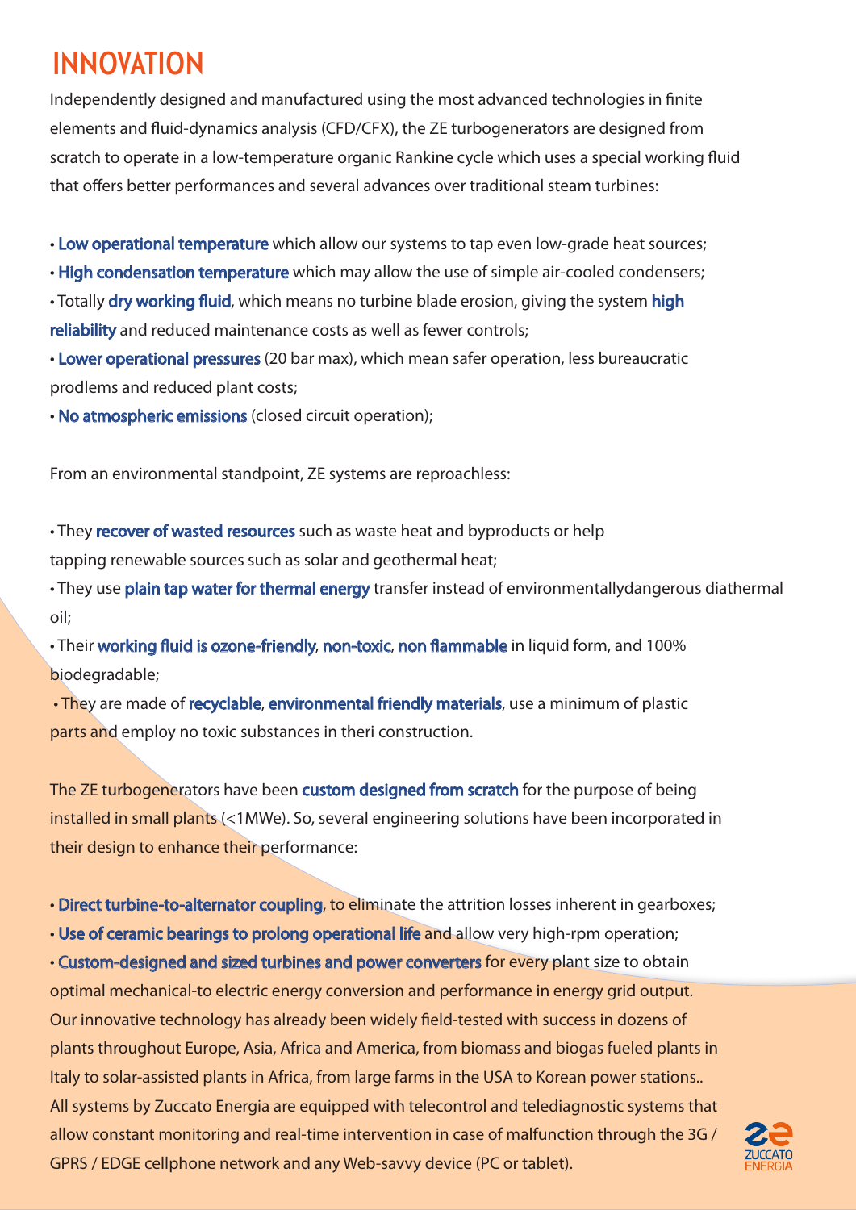# INNOVATION

Independently designed and manufactured using the most advanced technologies in finite elements and fluid-dynamics analysis (CFD/CFX), the ZE turbogenerators are designed from scratch to operate in a low-temperature organic Rankine cycle which uses a special working fluid that offers better performances and several advances over traditional steam turbines:

- **Low operational temperature** which allow our systems to tap even low-grade heat sources;
- **High condensation temperature** which may allow the use of simple air-cooled condensers;
- Totally **dry working fluid**, which means no turbine blade erosion, giving the system **high reliability** and reduced maintenance costs as well as fewer controls;
- **Lower operational pressures** (20 bar max), which mean safer operation, less bureaucratic prodlems and reduced plant costs;
- **No atmospheric emissions** (closed circuit operation);

From an environmental standpoint, ZE systems are reproachless:

- They **recover of wasted resources** such as waste heat and byproducts or help tapping renewable sources such as solar and geothermal heat;
- They use **plain tap water for thermal energy** transfer instead of environmentallydangerous diathermal oil;
- Their **working fluid is ozone-friendly**, **non-toxic**, **non flammable** in liquid form, and 100% biodegradable;
- They are made of **recyclable**, **environmental friendly materials**, use a minimum of plastic parts and employ no toxic substances in theri construction.

The ZE turbogenerators have been **custom designed from scratch** for the purpose of being installed in small plants (<1MWe). So, several engineering solutions have been incorporated in their design to enhance their performance:

- **Direct turbine-to-alternator coupling**, to eliminate the attrition losses inherent in gearboxes;
- **Use of ceramic bearings to prolong operational life** and allow very high-rpm operation;
- **Custom-designed and sized turbines and power converters** for every plant size to obtain optimal mechanical-to electric energy conversion and performance in energy grid output.

Our innovative technology has already been widely field-tested with success in dozens of plants throughout Europe, Asia, Africa and America, from biomass and biogas fueled plants in Italy to solar-assisted plants in Africa, from large farms in the USA to Korean power stations..
All systems by Zuccato Energia are equipped with telecontrol and telediagnostic systems that allow constant monitoring and real-time intervention in case of malfunction through the 3G / GPRS / EDGE cellphone network and any Web-savvy device (PC or tablet).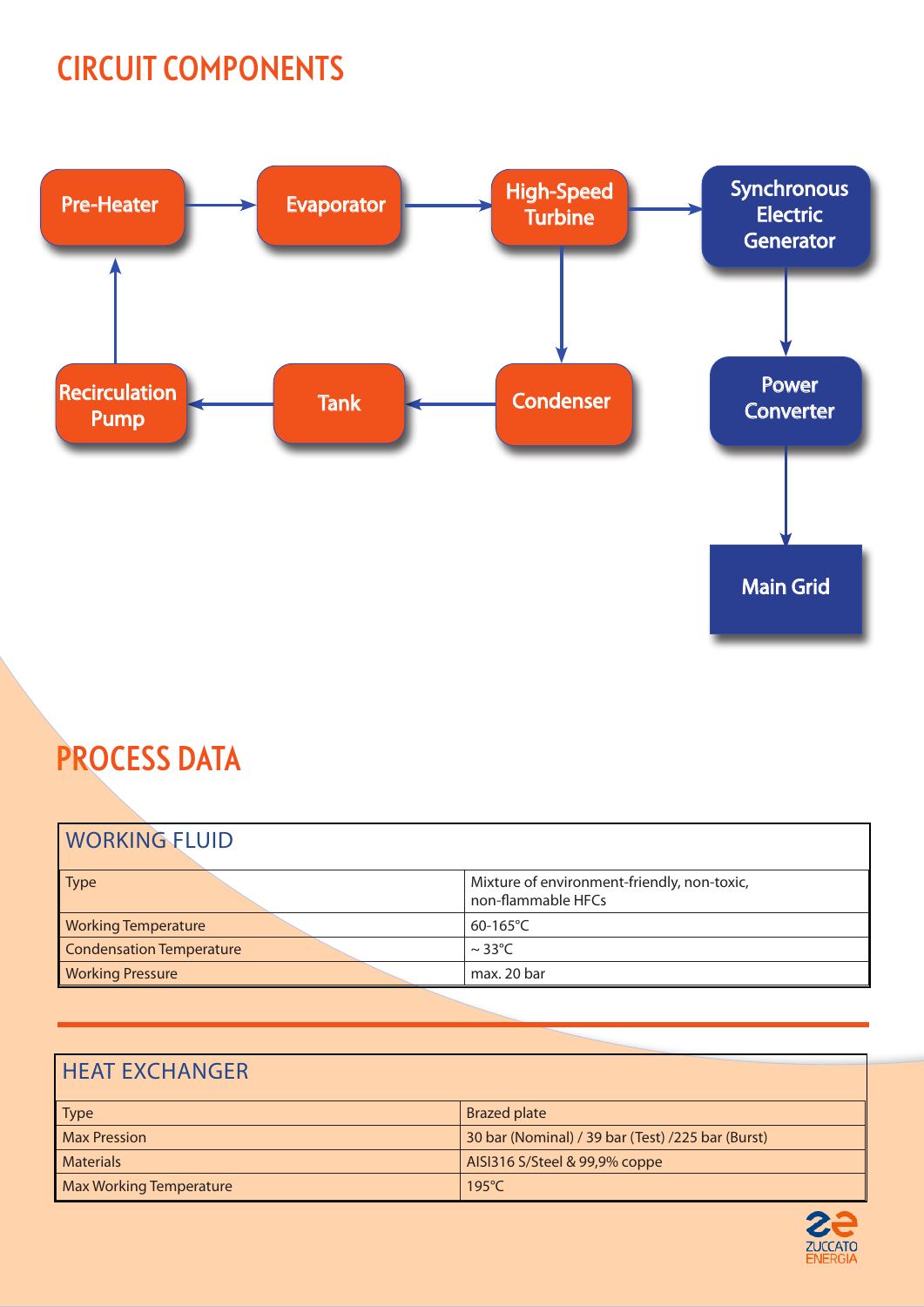## CIRCUIT COMPONENTS

Pre-Heater → Evaporator → High-Speed Turbine → Synchronous Electric Generator

High-Speed Turbine → Condenser → Tank → Recirculation Pump → Pre-Heater

Synchronous Electric Generator → Power Converter → Main Grid

## PROCESS DATA

| WORKING FLUID | |
|---|---|
| Type | Mixture of environment-friendly, non-toxic, non-flammable HFCs |
| Working Temperature | 60-165°C |
| Condensation Temperature | ~ 33°C |
| Working Pressure | max. 20 bar |

| HEAT EXCHANGER | |
|---|---|
| Type | Brazed plate |
| Max Pression | 30 bar (Nominal) / 39 bar (Test) /225 bar (Burst) |
| Materials | AISI316 S/Steel & 99,9% coppe |
| Max Working Temperature | 195°C |

ZUCCATO ENERGIA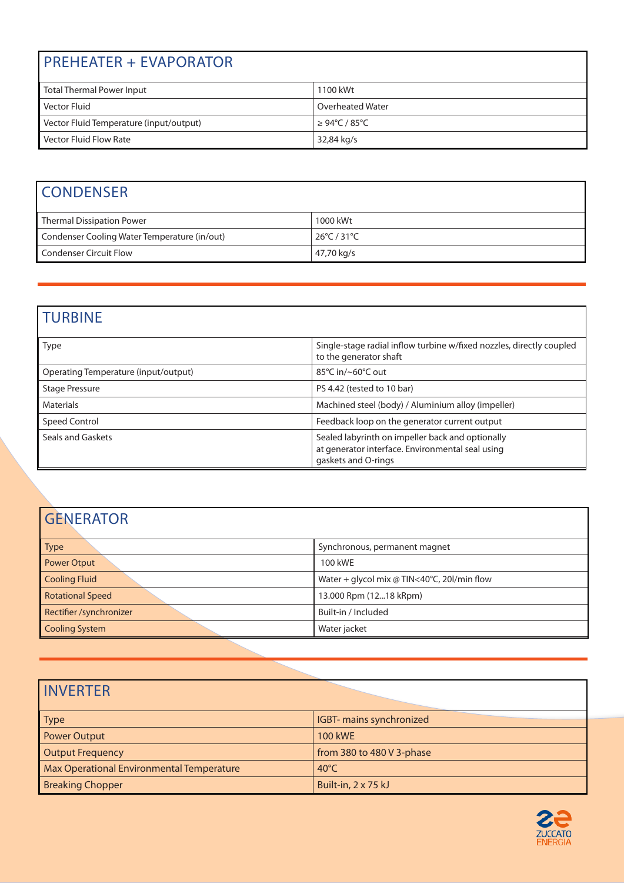## PREHEATER + EVAPORATOR

| | |
|---|---|
| Total Thermal Power Input | 1100 kWt |
| Vector Fluid | Overheated Water |
| Vector Fluid Temperature (input/output) | ≥ 94°C / 85°C |
| Vector Fluid Flow Rate | 32,84 kg/s |

## CONDENSER

| | |
|---|---|
| Thermal Dissipation Power | 1000 kWt |
| Condenser Cooling Water Temperature (in/out) | 26°C / 31°C |
| Condenser Circuit Flow | 47,70 kg/s |

## TURBINE

| | |
|---|---|
| Type | Single-stage radial inflow turbine w/fixed nozzles, directly coupled to the generator shaft |
| Operating Temperature (input/output) | 85°C in/~60°C out |
| Stage Pressure | PS 4.42 (tested to 10 bar) |
| Materials | Machined steel (body) / Aluminium alloy (impeller) |
| Speed Control | Feedback loop on the generator current output |
| Seals and Gaskets | Sealed labyrinth on impeller back and optionally at generator interface. Environmental seal using gaskets and O-rings |

## GENERATOR

| | |
|---|---|
| Type | Synchronous, permanent magnet |
| Power Otput | 100 kWE |
| Cooling Fluid | Water + glycol mix @ TIN<40°C, 20l/min flow |
| Rotational Speed | 13.000 Rpm (12...18 kRpm) |
| Rectifier /synchronizer | Built-in / Included |
| Cooling System | Water jacket |

## INVERTER

| | |
|---|---|
| Type | IGBT- mains synchronized |
| Power Output | 100 kWE |
| Output Frequency | from 380 to 480 V 3-phase |
| Max Operational Environmental Temperature | 40°C |
| Breaking Chopper | Built-in, 2 x 75 kJ |

ZUCCATO ENERGIA